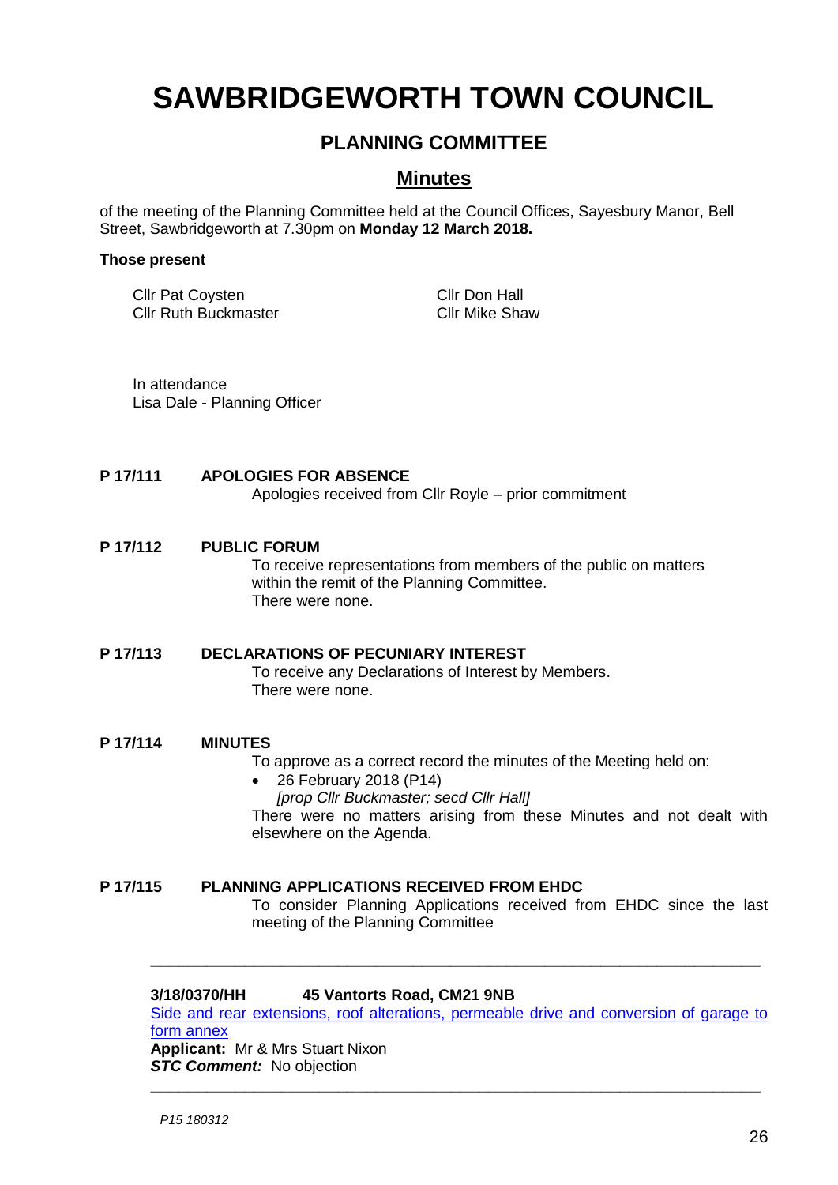# SAWBRIDGEWORTH TOWN COUNCIL

## PLANNING COMMITTEE

## Minutes

of the meeting of the Planning Committee held at the Council Offices, Sayesbury Manor, Bell Street, Sawbridgeworth at 7.30pm on **Monday 12 March 2018.**

**Those present**

Cllr Pat Coysten
Cllr Ruth Buckmaster
Cllr Don Hall
Cllr Mike Shaw

In attendance
Lisa Dale - Planning Officer

**P 17/111 APOLOGIES FOR ABSENCE**

Apologies received from Cllr Royle – prior commitment

**P 17/112 PUBLIC FORUM**

To receive representations from members of the public on matters within the remit of the Planning Committee.
There were none.

**P 17/113 DECLARATIONS OF PECUNIARY INTEREST**

To receive any Declarations of Interest by Members.
There were none.

**P 17/114 MINUTES**

To approve as a correct record the minutes of the Meeting held on:

- 26 February 2018 (P14)
  *[prop Cllr Buckmaster; secd Cllr Hall]*

There were no matters arising from these Minutes and not dealt with elsewhere on the Agenda.

**P 17/115 PLANNING APPLICATIONS RECEIVED FROM EHDC**

To consider Planning Applications received from EHDC since the last meeting of the Planning Committee

---

**3/18/0370/HH 45 Vantorts Road, CM21 9NB**
Side and rear extensions, roof alterations, permeable drive and conversion of garage to form annex
**Applicant:** Mr & Mrs Stuart Nixon
***STC Comment:*** No objection

---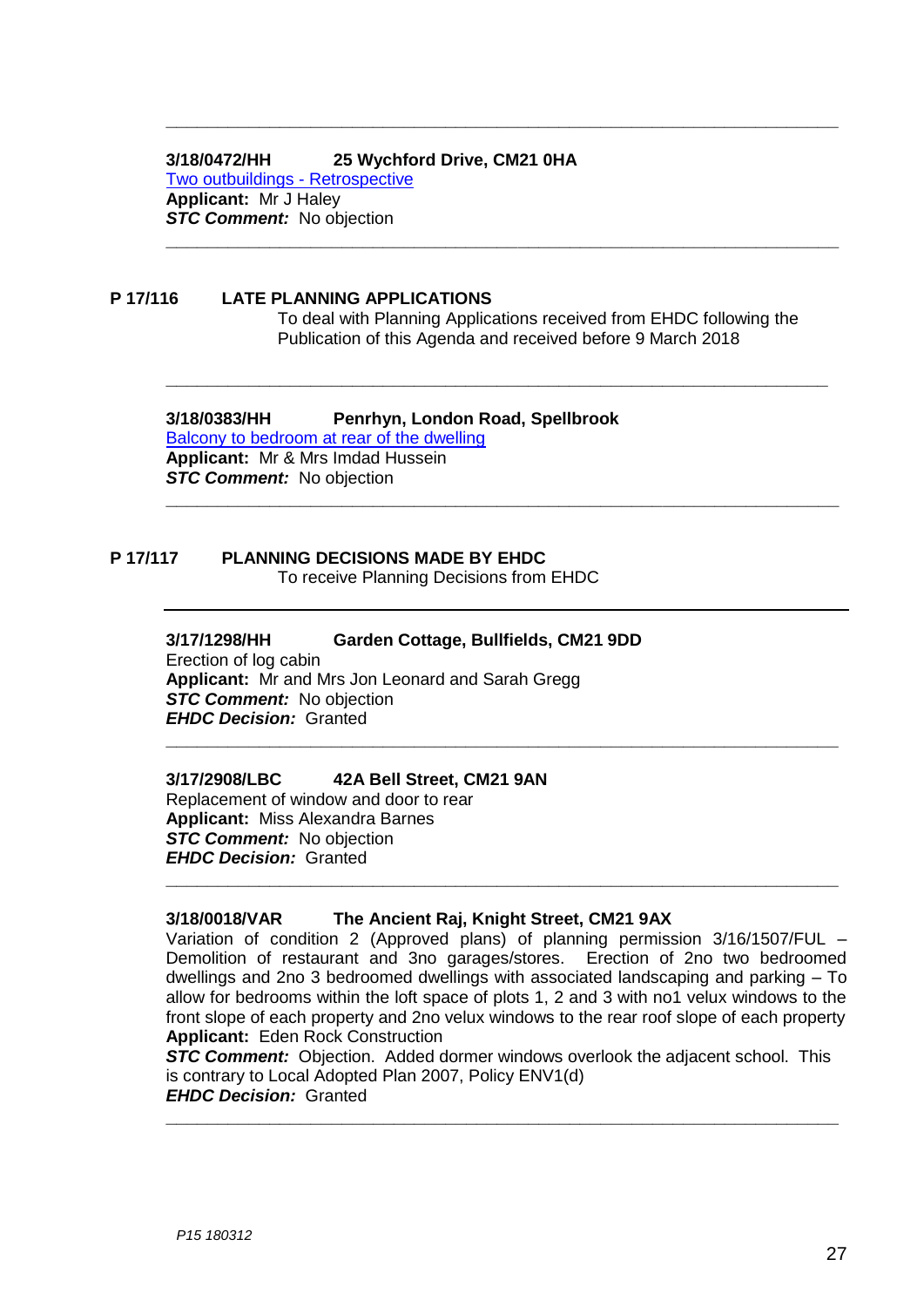---

**3/18/0472/HH 25 Wychford Drive, CM21 0HA**
Two outbuildings - Retrospective
**Applicant:** Mr J Haley
***STC Comment:*** No objection

---

**P 17/116 LATE PLANNING APPLICATIONS**
To deal with Planning Applications received from EHDC following the Publication of this Agenda and received before 9 March 2018

---

**3/18/0383/HH Penrhyn, London Road, Spellbrook**
Balcony to bedroom at rear of the dwelling
**Applicant:** Mr & Mrs Imdad Hussein
***STC Comment:*** No objection

---

**P 17/117 PLANNING DECISIONS MADE BY EHDC**
To receive Planning Decisions from EHDC

---

**3/17/1298/HH Garden Cottage, Bullfields, CM21 9DD**
Erection of log cabin
**Applicant:** Mr and Mrs Jon Leonard and Sarah Gregg
***STC Comment:*** No objection
***EHDC Decision:*** Granted

---

**3/17/2908/LBC 42A Bell Street, CM21 9AN**
Replacement of window and door to rear
**Applicant:** Miss Alexandra Barnes
***STC Comment:*** No objection
***EHDC Decision:*** Granted

---

**3/18/0018/VAR The Ancient Raj, Knight Street, CM21 9AX**
Variation of condition 2 (Approved plans) of planning permission 3/16/1507/FUL – Demolition of restaurant and 3no garages/stores. Erection of 2no two bedroomed dwellings and 2no 3 bedroomed dwellings with associated landscaping and parking – To allow for bedrooms within the loft space of plots 1, 2 and 3 with no1 velux windows to the front slope of each property and 2no velux windows to the rear roof slope of each property
**Applicant:** Eden Rock Construction
***STC Comment:*** Objection. Added dormer windows overlook the adjacent school. This is contrary to Local Adopted Plan 2007, Policy ENV1(d)
***EHDC Decision:*** Granted

---

*P15 180312*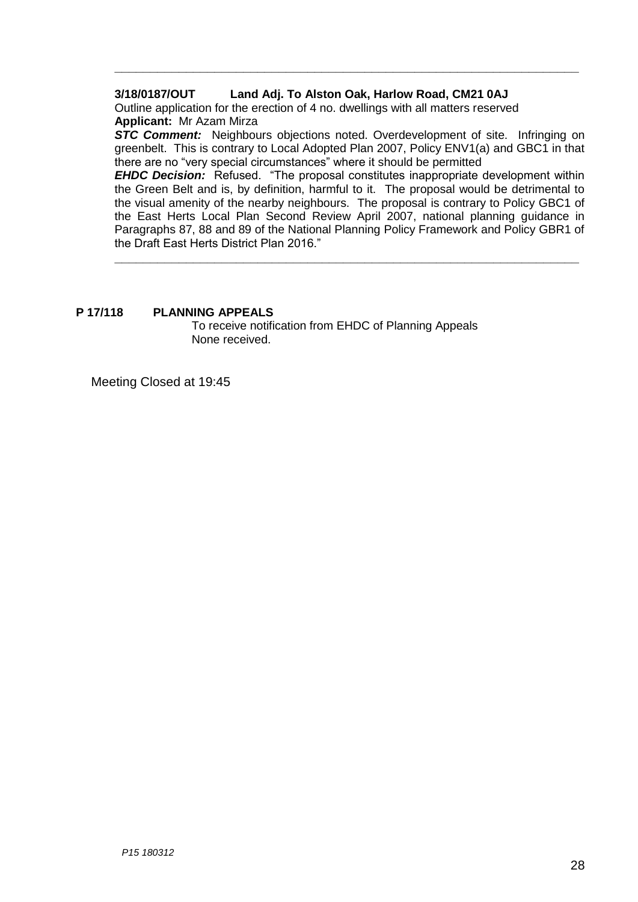---

**3/18/0187/OUT Land Adj. To Alston Oak, Harlow Road, CM21 0AJ**

Outline application for the erection of 4 no. dwellings with all matters reserved

**Applicant:** Mr Azam Mirza

***STC Comment:*** Neighbours objections noted. Overdevelopment of site. Infringing on greenbelt. This is contrary to Local Adopted Plan 2007, Policy ENV1(a) and GBC1 in that there are no "very special circumstances" where it should be permitted

***EHDC Decision:*** Refused. "The proposal constitutes inappropriate development within the Green Belt and is, by definition, harmful to it. The proposal would be detrimental to the visual amenity of the nearby neighbours. The proposal is contrary to Policy GBC1 of the East Herts Local Plan Second Review April 2007, national planning guidance in Paragraphs 87, 88 and 89 of the National Planning Policy Framework and Policy GBR1 of the Draft East Herts District Plan 2016."

---

**P 17/118 PLANNING APPEALS**

To receive notification from EHDC of Planning Appeals
None received.

Meeting Closed at 19:45

*P15 180312*